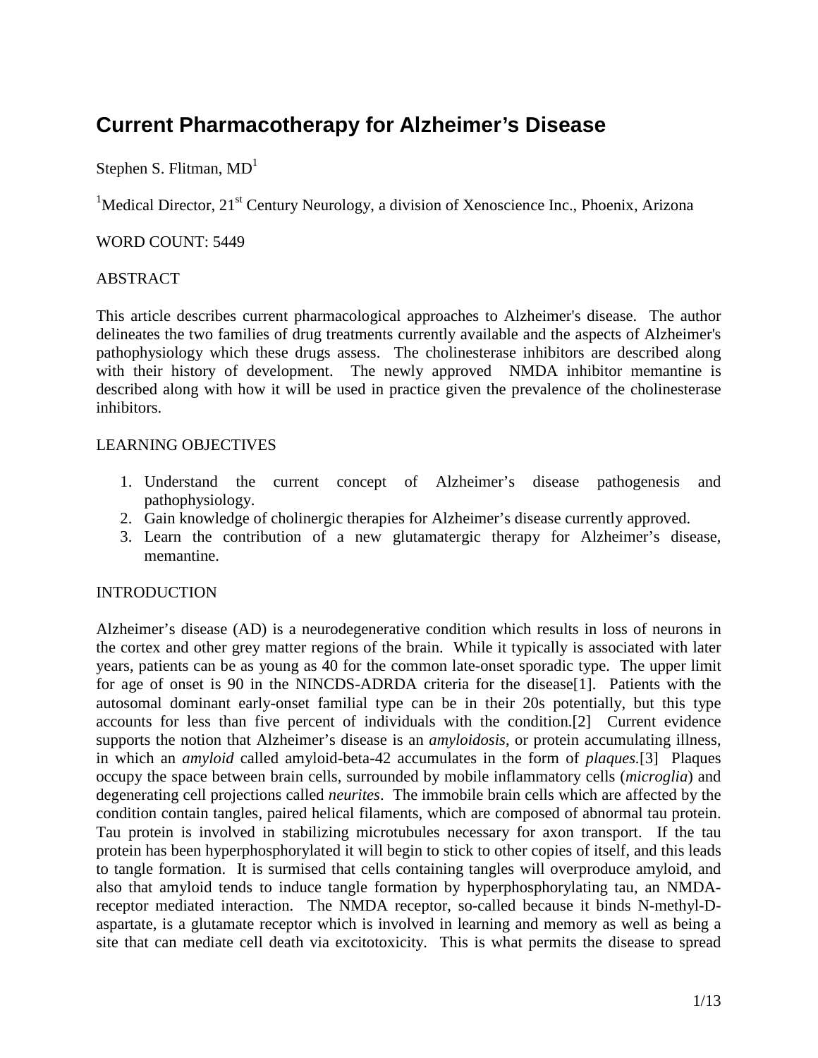# Current Pharmacotherapy for Alzheimer's Disease

Stephen S. Flitman, MD[1]

[1]Medical Director, 21st Century Neurology, a division of Xenoscience Inc., Phoenix, Arizona

WORD COUNT: 5449

## ABSTRACT

This article describes current pharmacological approaches to Alzheimer's disease. The author delineates the two families of drug treatments currently available and the aspects of Alzheimer's pathophysiology which these drugs assess. The cholinesterase inhibitors are described along with their history of development. The newly approved NMDA inhibitor memantine is described along with how it will be used in practice given the prevalence of the cholinesterase inhibitors.

## LEARNING OBJECTIVES

1. Understand the current concept of Alzheimer's disease pathogenesis and pathophysiology.
2. Gain knowledge of cholinergic therapies for Alzheimer's disease currently approved.
3. Learn the contribution of a new glutamatergic therapy for Alzheimer's disease, memantine.

## INTRODUCTION

Alzheimer's disease (AD) is a neurodegenerative condition which results in loss of neurons in the cortex and other grey matter regions of the brain. While it typically is associated with later years, patients can be as young as 40 for the common late-onset sporadic type. The upper limit for age of onset is 90 in the NINCDS-ADRDA criteria for the disease[1]. Patients with the autosomal dominant early-onset familial type can be in their 20s potentially, but this type accounts for less than five percent of individuals with the condition.[2] Current evidence supports the notion that Alzheimer's disease is an *amyloidosis*, or protein accumulating illness, in which an *amyloid* called amyloid-beta-42 accumulates in the form of *plaques*.[3] Plaques occupy the space between brain cells, surrounded by mobile inflammatory cells (*microglia*) and degenerating cell projections called *neurites*. The immobile brain cells which are affected by the condition contain tangles, paired helical filaments, which are composed of abnormal tau protein. Tau protein is involved in stabilizing microtubules necessary for axon transport. If the tau protein has been hyperphosphorylated it will begin to stick to other copies of itself, and this leads to tangle formation. It is surmised that cells containing tangles will overproduce amyloid, and also that amyloid tends to induce tangle formation by hyperphosphorylating tau, an NMDA-receptor mediated interaction. The NMDA receptor, so-called because it binds N-methyl-D-aspartate, is a glutamate receptor which is involved in learning and memory as well as being a site that can mediate cell death via excitotoxicity. This is what permits the disease to spread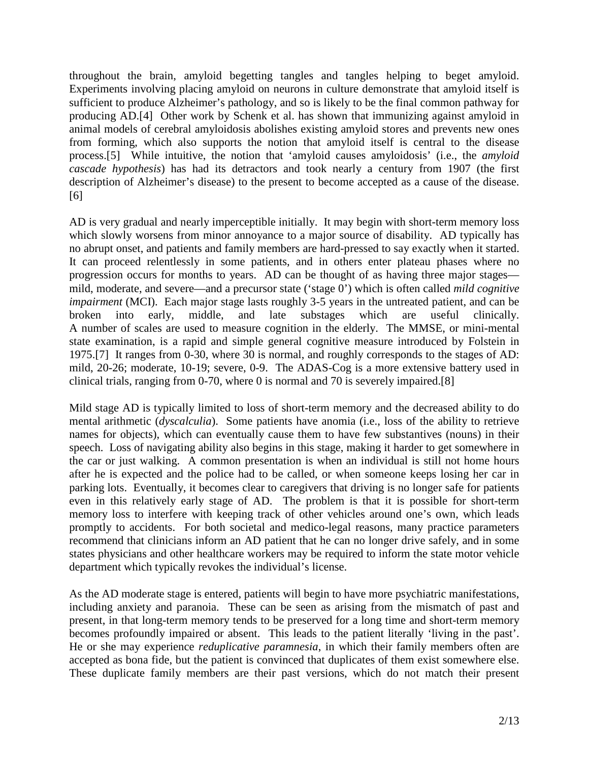throughout the brain, amyloid begetting tangles and tangles helping to beget amyloid. Experiments involving placing amyloid on neurons in culture demonstrate that amyloid itself is sufficient to produce Alzheimer's pathology, and so is likely to be the final common pathway for producing AD.[4] Other work by Schenk et al. has shown that immunizing against amyloid in animal models of cerebral amyloidosis abolishes existing amyloid stores and prevents new ones from forming, which also supports the notion that amyloid itself is central to the disease process.[5] While intuitive, the notion that 'amyloid causes amyloidosis' (i.e., the *amyloid cascade hypothesis*) has had its detractors and took nearly a century from 1907 (the first description of Alzheimer's disease) to the present to become accepted as a cause of the disease.[6]

AD is very gradual and nearly imperceptible initially. It may begin with short-term memory loss which slowly worsens from minor annoyance to a major source of disability. AD typically has no abrupt onset, and patients and family members are hard-pressed to say exactly when it started. It can proceed relentlessly in some patients, and in others enter plateau phases where no progression occurs for months to years. AD can be thought of as having three major stages—mild, moderate, and severe—and a precursor state ('stage 0') which is often called *mild cognitive impairment* (MCI). Each major stage lasts roughly 3-5 years in the untreated patient, and can be broken into early, middle, and late substages which are useful clinically. A number of scales are used to measure cognition in the elderly. The MMSE, or mini-mental state examination, is a rapid and simple general cognitive measure introduced by Folstein in 1975.[7] It ranges from 0-30, where 30 is normal, and roughly corresponds to the stages of AD: mild, 20-26; moderate, 10-19; severe, 0-9. The ADAS-Cog is a more extensive battery used in clinical trials, ranging from 0-70, where 0 is normal and 70 is severely impaired.[8]

Mild stage AD is typically limited to loss of short-term memory and the decreased ability to do mental arithmetic (*dyscalculia*). Some patients have anomia (i.e., loss of the ability to retrieve names for objects), which can eventually cause them to have few substantives (nouns) in their speech. Loss of navigating ability also begins in this stage, making it harder to get somewhere in the car or just walking. A common presentation is when an individual is still not home hours after he is expected and the police had to be called, or when someone keeps losing her car in parking lots. Eventually, it becomes clear to caregivers that driving is no longer safe for patients even in this relatively early stage of AD. The problem is that it is possible for short-term memory loss to interfere with keeping track of other vehicles around one's own, which leads promptly to accidents. For both societal and medico-legal reasons, many practice parameters recommend that clinicians inform an AD patient that he can no longer drive safely, and in some states physicians and other healthcare workers may be required to inform the state motor vehicle department which typically revokes the individual's license.

As the AD moderate stage is entered, patients will begin to have more psychiatric manifestations, including anxiety and paranoia. These can be seen as arising from the mismatch of past and present, in that long-term memory tends to be preserved for a long time and short-term memory becomes profoundly impaired or absent. This leads to the patient literally 'living in the past'. He or she may experience *reduplicative paramnesia*, in which their family members often are accepted as bona fide, but the patient is convinced that duplicates of them exist somewhere else. These duplicate family members are their past versions, which do not match their present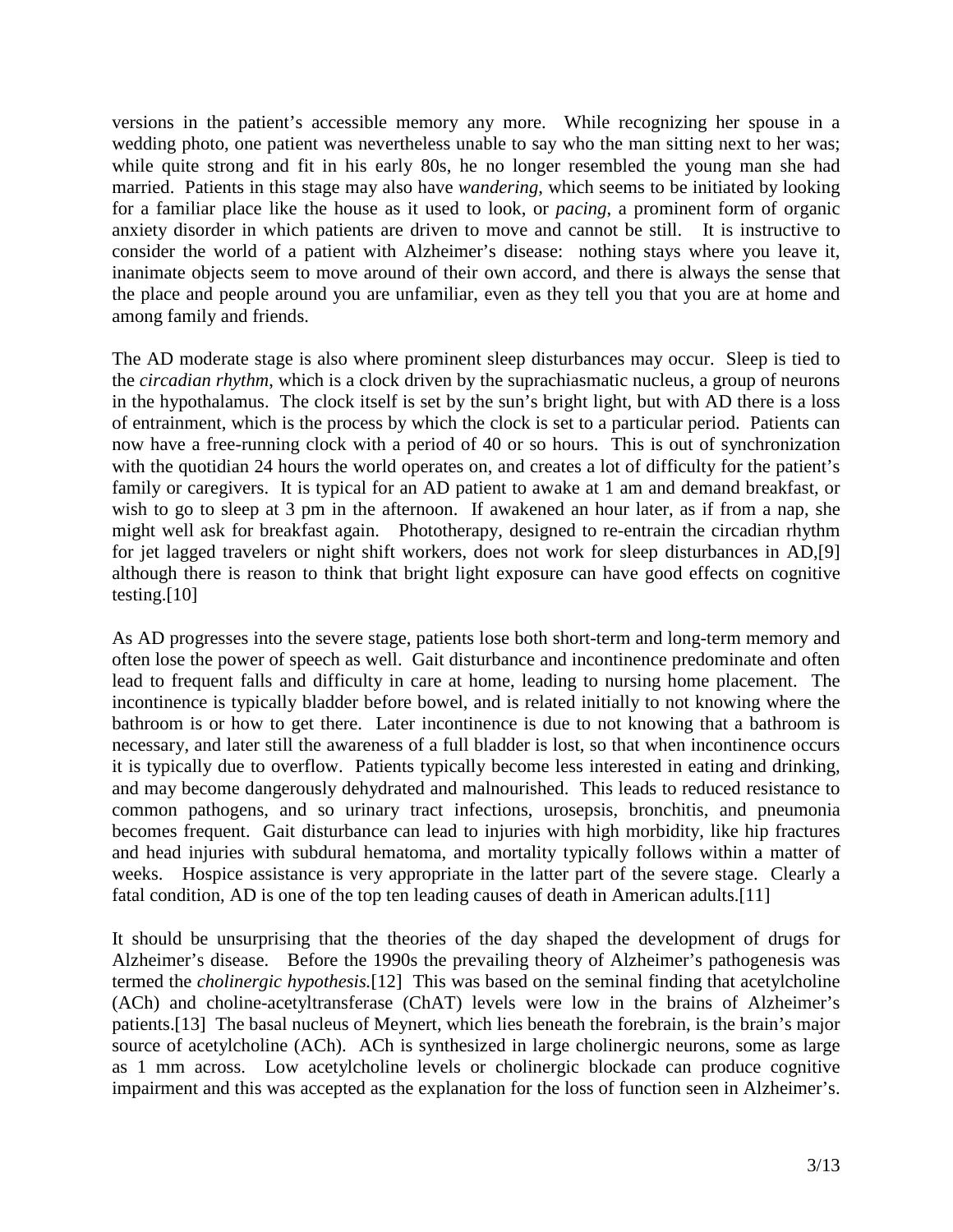versions in the patient's accessible memory any more. While recognizing her spouse in a wedding photo, one patient was nevertheless unable to say who the man sitting next to her was; while quite strong and fit in his early 80s, he no longer resembled the young man she had married. Patients in this stage may also have *wandering*, which seems to be initiated by looking for a familiar place like the house as it used to look, or *pacing*, a prominent form of organic anxiety disorder in which patients are driven to move and cannot be still. It is instructive to consider the world of a patient with Alzheimer's disease: nothing stays where you leave it, inanimate objects seem to move around of their own accord, and there is always the sense that the place and people around you are unfamiliar, even as they tell you that you are at home and among family and friends.

The AD moderate stage is also where prominent sleep disturbances may occur. Sleep is tied to the *circadian rhythm*, which is a clock driven by the suprachiasmatic nucleus, a group of neurons in the hypothalamus. The clock itself is set by the sun's bright light, but with AD there is a loss of entrainment, which is the process by which the clock is set to a particular period. Patients can now have a free-running clock with a period of 40 or so hours. This is out of synchronization with the quotidian 24 hours the world operates on, and creates a lot of difficulty for the patient's family or caregivers. It is typical for an AD patient to awake at 1 am and demand breakfast, or wish to go to sleep at 3 pm in the afternoon. If awakened an hour later, as if from a nap, she might well ask for breakfast again. Phototherapy, designed to re-entrain the circadian rhythm for jet lagged travelers or night shift workers, does not work for sleep disturbances in AD,[9] although there is reason to think that bright light exposure can have good effects on cognitive testing.[10]

As AD progresses into the severe stage, patients lose both short-term and long-term memory and often lose the power of speech as well. Gait disturbance and incontinence predominate and often lead to frequent falls and difficulty in care at home, leading to nursing home placement. The incontinence is typically bladder before bowel, and is related initially to not knowing where the bathroom is or how to get there. Later incontinence is due to not knowing that a bathroom is necessary, and later still the awareness of a full bladder is lost, so that when incontinence occurs it is typically due to overflow. Patients typically become less interested in eating and drinking, and may become dangerously dehydrated and malnourished. This leads to reduced resistance to common pathogens, and so urinary tract infections, urosepsis, bronchitis, and pneumonia becomes frequent. Gait disturbance can lead to injuries with high morbidity, like hip fractures and head injuries with subdural hematoma, and mortality typically follows within a matter of weeks. Hospice assistance is very appropriate in the latter part of the severe stage. Clearly a fatal condition, AD is one of the top ten leading causes of death in American adults.[11]

It should be unsurprising that the theories of the day shaped the development of drugs for Alzheimer's disease. Before the 1990s the prevailing theory of Alzheimer's pathogenesis was termed the *cholinergic hypothesis*.[12] This was based on the seminal finding that acetylcholine (ACh) and choline-acetyltransferase (ChAT) levels were low in the brains of Alzheimer's patients.[13] The basal nucleus of Meynert, which lies beneath the forebrain, is the brain's major source of acetylcholine (ACh). ACh is synthesized in large cholinergic neurons, some as large as 1 mm across. Low acetylcholine levels or cholinergic blockade can produce cognitive impairment and this was accepted as the explanation for the loss of function seen in Alzheimer's.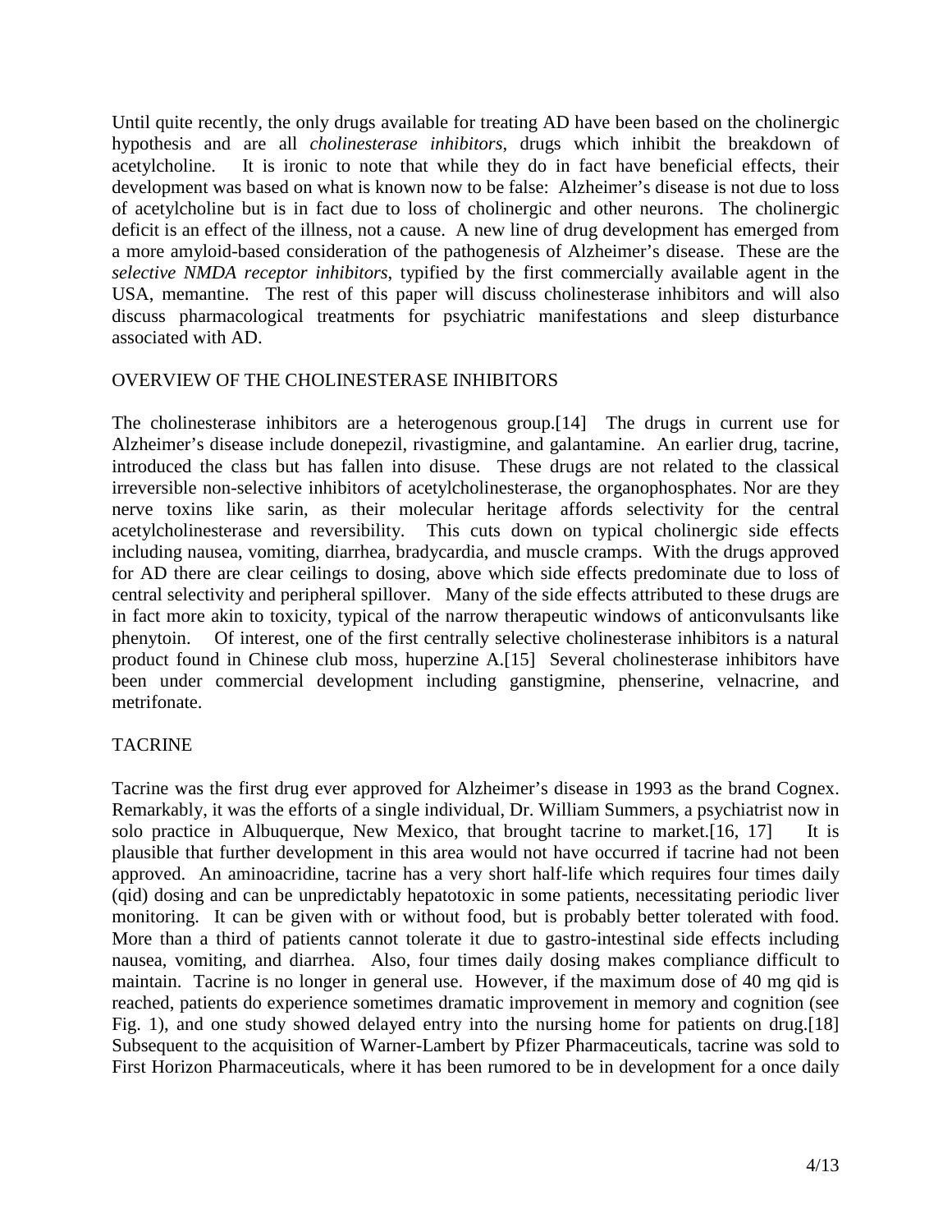Until quite recently, the only drugs available for treating AD have been based on the cholinergic hypothesis and are all *cholinesterase inhibitors*, drugs which inhibit the breakdown of acetylcholine. It is ironic to note that while they do in fact have beneficial effects, their development was based on what is known now to be false: Alzheimer's disease is not due to loss of acetylcholine but is in fact due to loss of cholinergic and other neurons. The cholinergic deficit is an effect of the illness, not a cause. A new line of drug development has emerged from a more amyloid-based consideration of the pathogenesis of Alzheimer's disease. These are the *selective NMDA receptor inhibitors*, typified by the first commercially available agent in the USA, memantine. The rest of this paper will discuss cholinesterase inhibitors and will also discuss pharmacological treatments for psychiatric manifestations and sleep disturbance associated with AD.

## OVERVIEW OF THE CHOLINESTERASE INHIBITORS

The cholinesterase inhibitors are a heterogenous group.[14] The drugs in current use for Alzheimer's disease include donepezil, rivastigmine, and galantamine. An earlier drug, tacrine, introduced the class but has fallen into disuse. These drugs are not related to the classical irreversible non-selective inhibitors of acetylcholinesterase, the organophosphates. Nor are they nerve toxins like sarin, as their molecular heritage affords selectivity for the central acetylcholinesterase and reversibility. This cuts down on typical cholinergic side effects including nausea, vomiting, diarrhea, bradycardia, and muscle cramps. With the drugs approved for AD there are clear ceilings to dosing, above which side effects predominate due to loss of central selectivity and peripheral spillover. Many of the side effects attributed to these drugs are in fact more akin to toxicity, typical of the narrow therapeutic windows of anticonvulsants like phenytoin. Of interest, one of the first centrally selective cholinesterase inhibitors is a natural product found in Chinese club moss, huperzine A.[15] Several cholinesterase inhibitors have been under commercial development including ganstigmine, phenserine, velnacrine, and metrifonate.

## TACRINE

Tacrine was the first drug ever approved for Alzheimer's disease in 1993 as the brand Cognex. Remarkably, it was the efforts of a single individual, Dr. William Summers, a psychiatrist now in solo practice in Albuquerque, New Mexico, that brought tacrine to market.[16, 17] It is plausible that further development in this area would not have occurred if tacrine had not been approved. An aminoacridine, tacrine has a very short half-life which requires four times daily (qid) dosing and can be unpredictably hepatotoxic in some patients, necessitating periodic liver monitoring. It can be given with or without food, but is probably better tolerated with food. More than a third of patients cannot tolerate it due to gastro-intestinal side effects including nausea, vomiting, and diarrhea. Also, four times daily dosing makes compliance difficult to maintain. Tacrine is no longer in general use. However, if the maximum dose of 40 mg qid is reached, patients do experience sometimes dramatic improvement in memory and cognition (see Fig. 1), and one study showed delayed entry into the nursing home for patients on drug.[18] Subsequent to the acquisition of Warner-Lambert by Pfizer Pharmaceuticals, tacrine was sold to First Horizon Pharmaceuticals, where it has been rumored to be in development for a once daily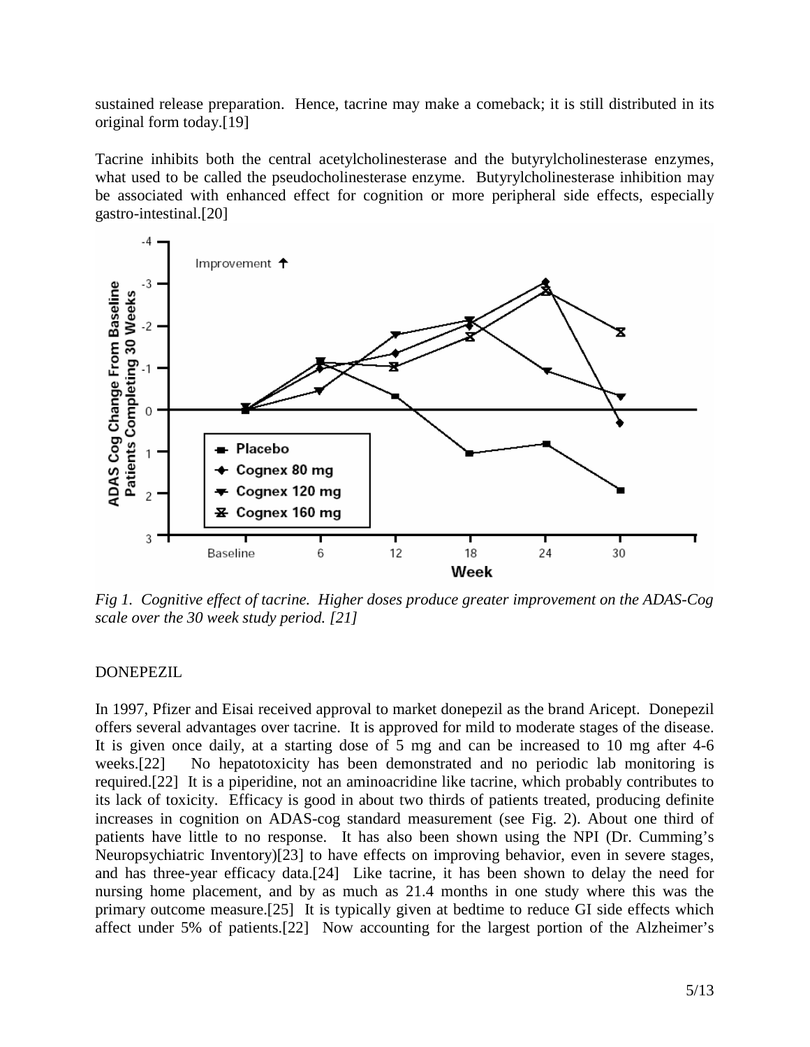sustained release preparation. Hence, tacrine may make a comeback; it is still distributed in its original form today.[19]

Tacrine inhibits both the central acetylcholinesterase and the butyrylcholinesterase enzymes, what used to be called the pseudocholinesterase enzyme. Butyrylcholinesterase inhibition may be associated with enhanced effect for cognition or more peripheral side effects, especially gastro-intestinal.[20]

*Fig 1. Cognitive effect of tacrine. Higher doses produce greater improvement on the ADAS-Cog scale over the 30 week study period. [21]*

DONEPEZIL

In 1997, Pfizer and Eisai received approval to market donepezil as the brand Aricept. Donepezil offers several advantages over tacrine. It is approved for mild to moderate stages of the disease. It is given once daily, at a starting dose of 5 mg and can be increased to 10 mg after 4-6 weeks.[22] No hepatotoxicity has been demonstrated and no periodic lab monitoring is required.[22] It is a piperidine, not an aminoacridine like tacrine, which probably contributes to its lack of toxicity. Efficacy is good in about two thirds of patients treated, producing definite increases in cognition on ADAS-cog standard measurement (see Fig. 2). About one third of patients have little to no response. It has also been shown using the NPI (Dr. Cumming's Neuropsychiatric Inventory)[23] to have effects on improving behavior, even in severe stages, and has three-year efficacy data.[24] Like tacrine, it has been shown to delay the need for nursing home placement, and by as much as 21.4 months in one study where this was the primary outcome measure.[25] It is typically given at bedtime to reduce GI side effects which affect under 5% of patients.[22] Now accounting for the largest portion of the Alzheimer's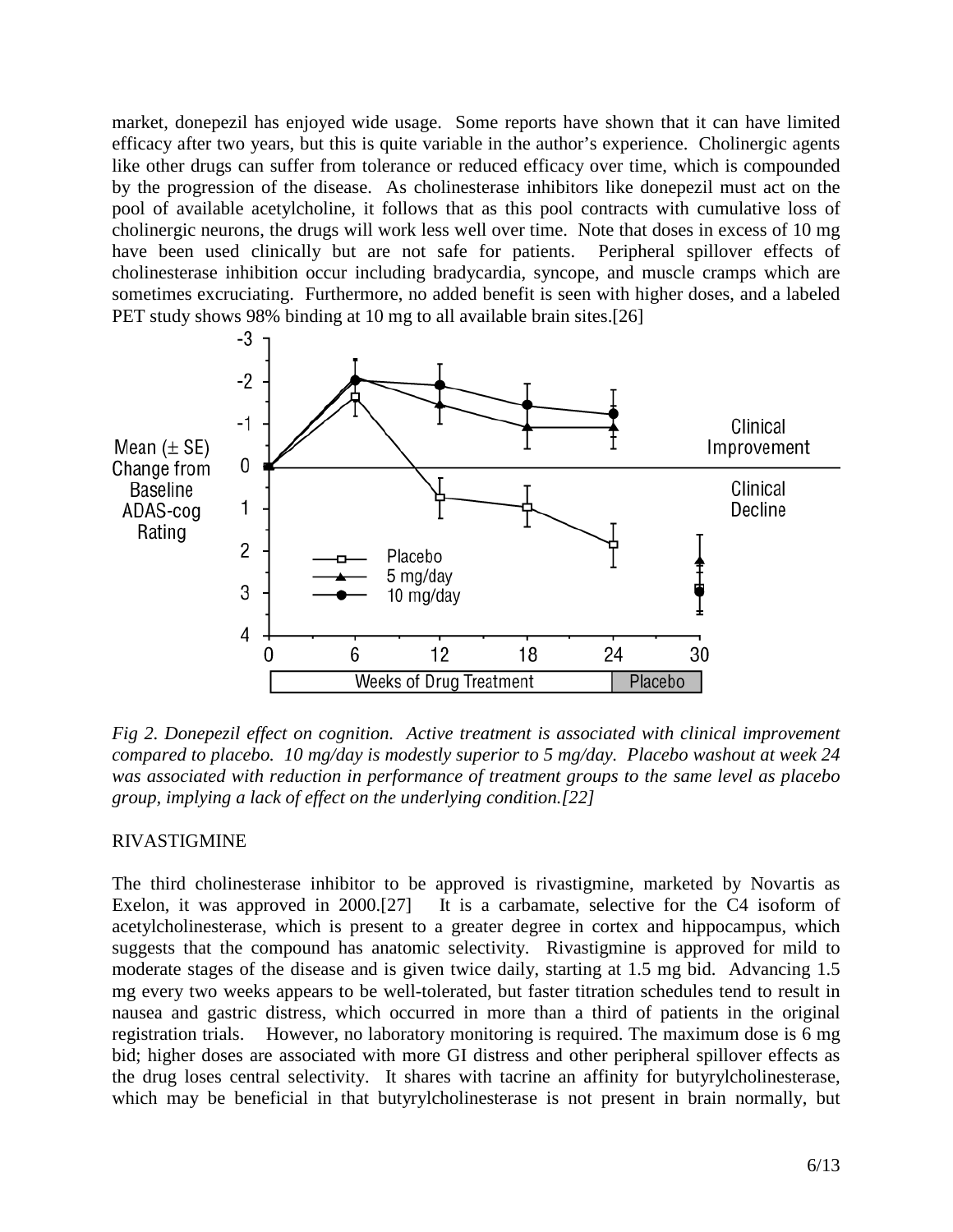market, donepezil has enjoyed wide usage. Some reports have shown that it can have limited efficacy after two years, but this is quite variable in the author's experience. Cholinergic agents like other drugs can suffer from tolerance or reduced efficacy over time, which is compounded by the progression of the disease. As cholinesterase inhibitors like donepezil must act on the pool of available acetylcholine, it follows that as this pool contracts with cumulative loss of cholinergic neurons, the drugs will work less well over time. Note that doses in excess of 10 mg have been used clinically but are not safe for patients. Peripheral spillover effects of cholinesterase inhibition occur including bradycardia, syncope, and muscle cramps which are sometimes excruciating. Furthermore, no added benefit is seen with higher doses, and a labeled PET study shows 98% binding at 10 mg to all available brain sites.[26]

*Fig 2. Donepezil effect on cognition. Active treatment is associated with clinical improvement compared to placebo. 10 mg/day is modestly superior to 5 mg/day. Placebo washout at week 24 was associated with reduction in performance of treatment groups to the same level as placebo group, implying a lack of effect on the underlying condition.[22]*

RIVASTIGMINE

The third cholinesterase inhibitor to be approved is rivastigmine, marketed by Novartis as Exelon, it was approved in 2000.[27] It is a carbamate, selective for the C4 isoform of acetylcholinesterase, which is present to a greater degree in cortex and hippocampus, which suggests that the compound has anatomic selectivity. Rivastigmine is approved for mild to moderate stages of the disease and is given twice daily, starting at 1.5 mg bid. Advancing 1.5 mg every two weeks appears to be well-tolerated, but faster titration schedules tend to result in nausea and gastric distress, which occurred in more than a third of patients in the original registration trials. However, no laboratory monitoring is required. The maximum dose is 6 mg bid; higher doses are associated with more GI distress and other peripheral spillover effects as the drug loses central selectivity. It shares with tacrine an affinity for butyrylcholinesterase, which may be beneficial in that butyrylcholinesterase is not present in brain normally, but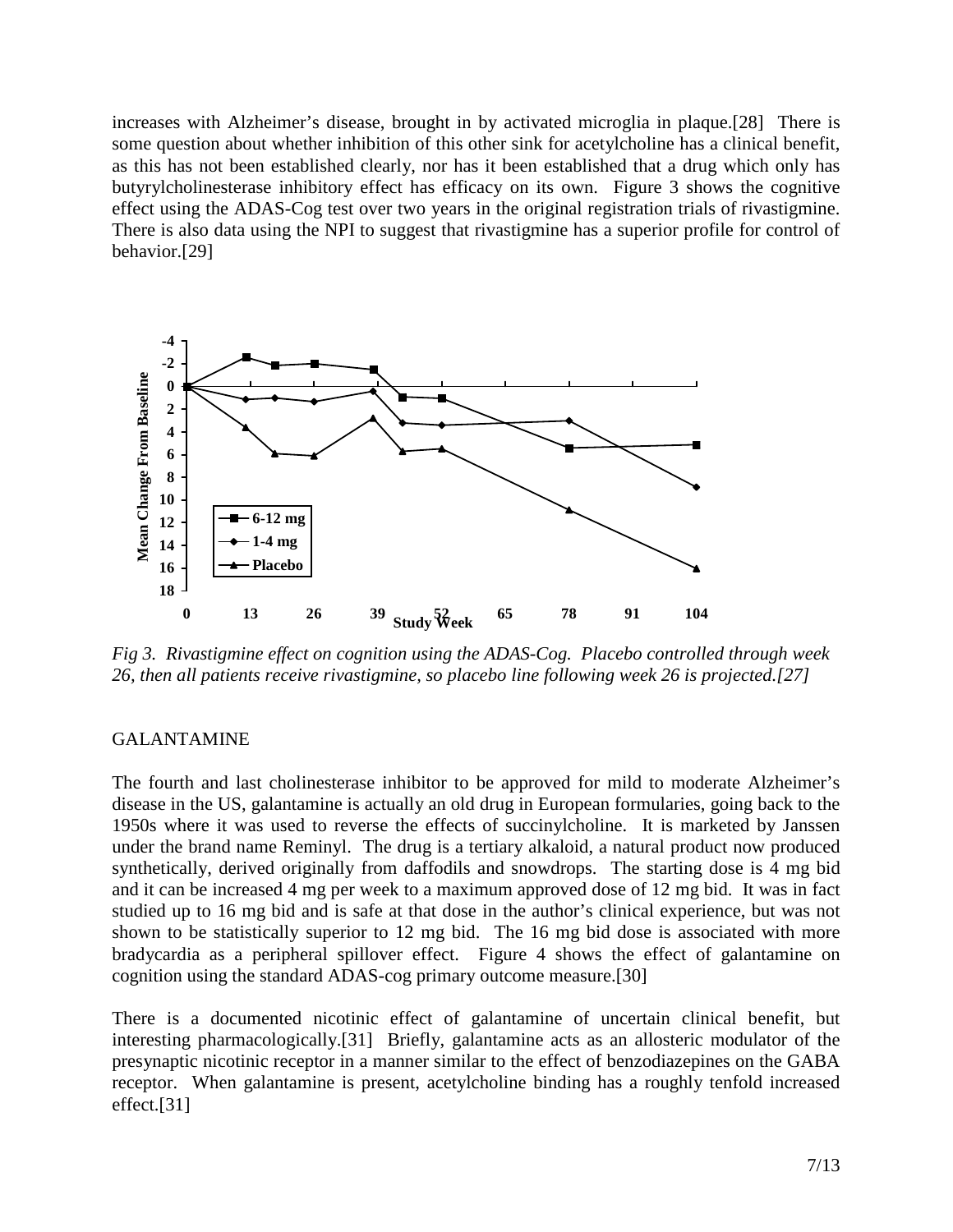increases with Alzheimer's disease, brought in by activated microglia in plaque.[28] There is some question about whether inhibition of this other sink for acetylcholine has a clinical benefit, as this has not been established clearly, nor has it been established that a drug which only has butyrylcholinesterase inhibitory effect has efficacy on its own. Figure 3 shows the cognitive effect using the ADAS-Cog test over two years in the original registration trials of rivastigmine. There is also data using the NPI to suggest that rivastigmine has a superior profile for control of behavior.[29]

*Fig 3. Rivastigmine effect on cognition using the ADAS-Cog. Placebo controlled through week 26, then all patients receive rivastigmine, so placebo line following week 26 is projected.[27]*

GALANTAMINE

The fourth and last cholinesterase inhibitor to be approved for mild to moderate Alzheimer's disease in the US, galantamine is actually an old drug in European formularies, going back to the 1950s where it was used to reverse the effects of succinylcholine. It is marketed by Janssen under the brand name Reminyl. The drug is a tertiary alkaloid, a natural product now produced synthetically, derived originally from daffodils and snowdrops. The starting dose is 4 mg bid and it can be increased 4 mg per week to a maximum approved dose of 12 mg bid. It was in fact studied up to 16 mg bid and is safe at that dose in the author's clinical experience, but was not shown to be statistically superior to 12 mg bid. The 16 mg bid dose is associated with more bradycardia as a peripheral spillover effect. Figure 4 shows the effect of galantamine on cognition using the standard ADAS-cog primary outcome measure.[30]

There is a documented nicotinic effect of galantamine of uncertain clinical benefit, but interesting pharmacologically.[31] Briefly, galantamine acts as an allosteric modulator of the presynaptic nicotinic receptor in a manner similar to the effect of benzodiazepines on the GABA receptor. When galantamine is present, acetylcholine binding has a roughly tenfold increased effect.[31]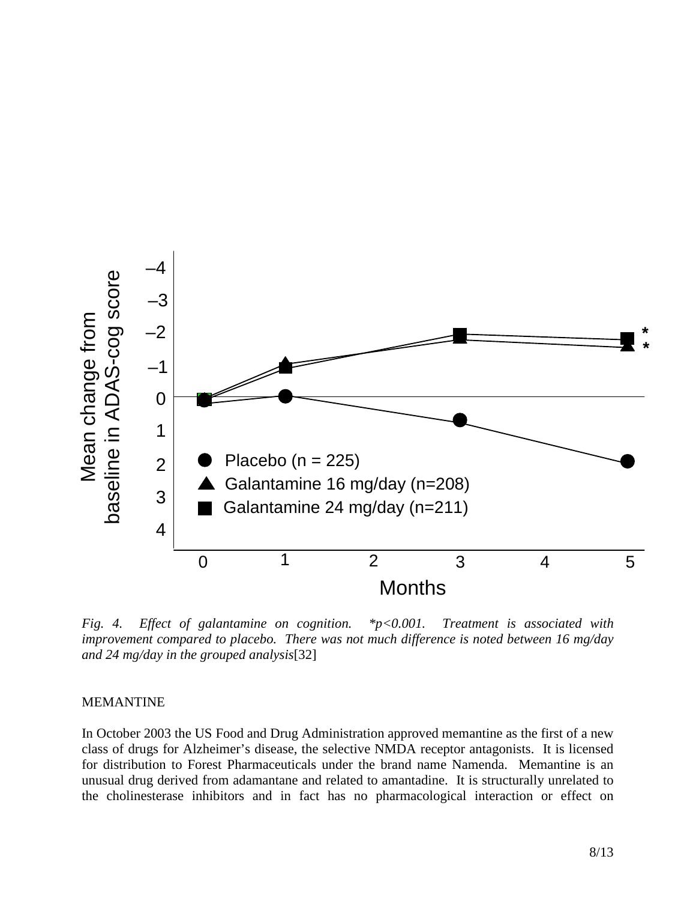*Fig. 4. Effect of galantamine on cognition. *p<0.001. Treatment is associated with improvement compared to placebo. There was not much difference is noted between 16 mg/day and 24 mg/day in the grouped analysis*[32]

MEMANTINE

In October 2003 the US Food and Drug Administration approved memantine as the first of a new class of drugs for Alzheimer's disease, the selective NMDA receptor antagonists. It is licensed for distribution to Forest Pharmaceuticals under the brand name Namenda. Memantine is an unusual drug derived from adamantane and related to amantadine. It is structurally unrelated to the cholinesterase inhibitors and in fact has no pharmacological interaction or effect on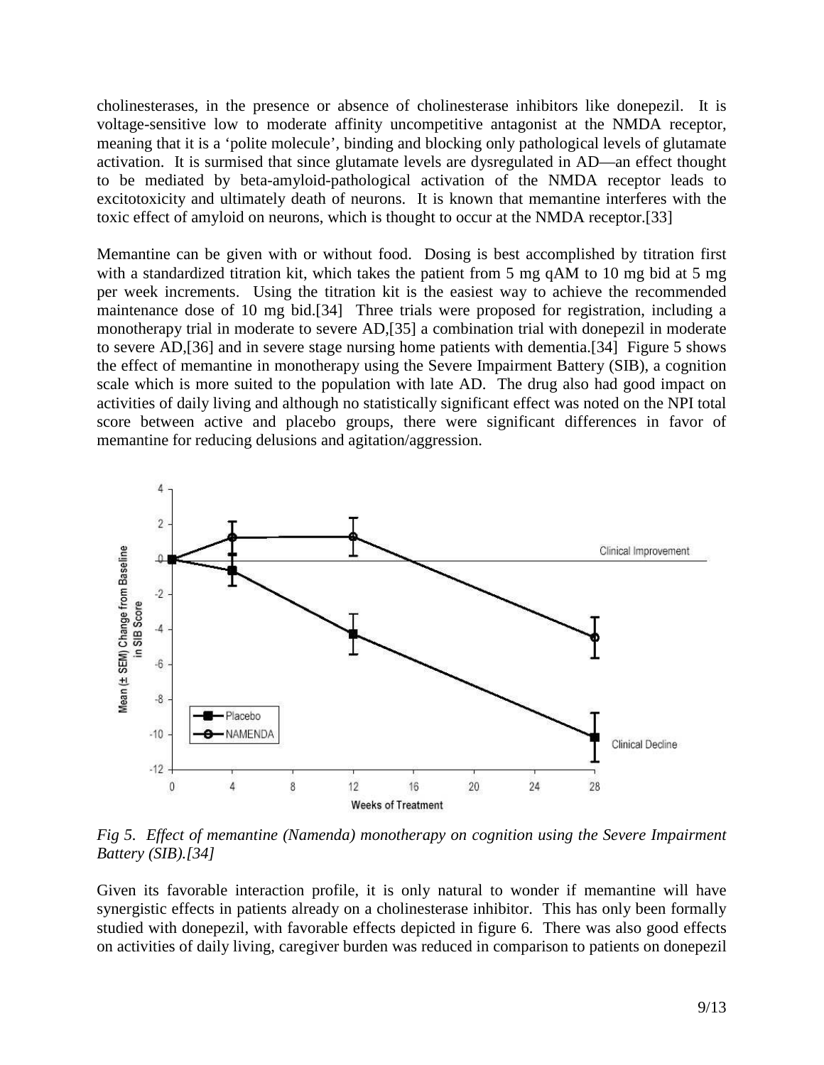cholinesterases, in the presence or absence of cholinesterase inhibitors like donepezil. It is voltage-sensitive low to moderate affinity uncompetitive antagonist at the NMDA receptor, meaning that it is a 'polite molecule', binding and blocking only pathological levels of glutamate activation. It is surmised that since glutamate levels are dysregulated in AD—an effect thought to be mediated by beta-amyloid-pathological activation of the NMDA receptor leads to excitotoxicity and ultimately death of neurons. It is known that memantine interferes with the toxic effect of amyloid on neurons, which is thought to occur at the NMDA receptor.[33]

Memantine can be given with or without food. Dosing is best accomplished by titration first with a standardized titration kit, which takes the patient from 5 mg qAM to 10 mg bid at 5 mg per week increments. Using the titration kit is the easiest way to achieve the recommended maintenance dose of 10 mg bid.[34] Three trials were proposed for registration, including a monotherapy trial in moderate to severe AD,[35] a combination trial with donepezil in moderate to severe AD,[36] and in severe stage nursing home patients with dementia.[34] Figure 5 shows the effect of memantine in monotherapy using the Severe Impairment Battery (SIB), a cognition scale which is more suited to the population with late AD. The drug also had good impact on activities of daily living and although no statistically significant effect was noted on the NPI total score between active and placebo groups, there were significant differences in favor of memantine for reducing delusions and agitation/aggression.

*Fig 5. Effect of memantine (Namenda) monotherapy on cognition using the Severe Impairment Battery (SIB).[34]*

Given its favorable interaction profile, it is only natural to wonder if memantine will have synergistic effects in patients already on a cholinesterase inhibitor. This has only been formally studied with donepezil, with favorable effects depicted in figure 6. There was also good effects on activities of daily living, caregiver burden was reduced in comparison to patients on donepezil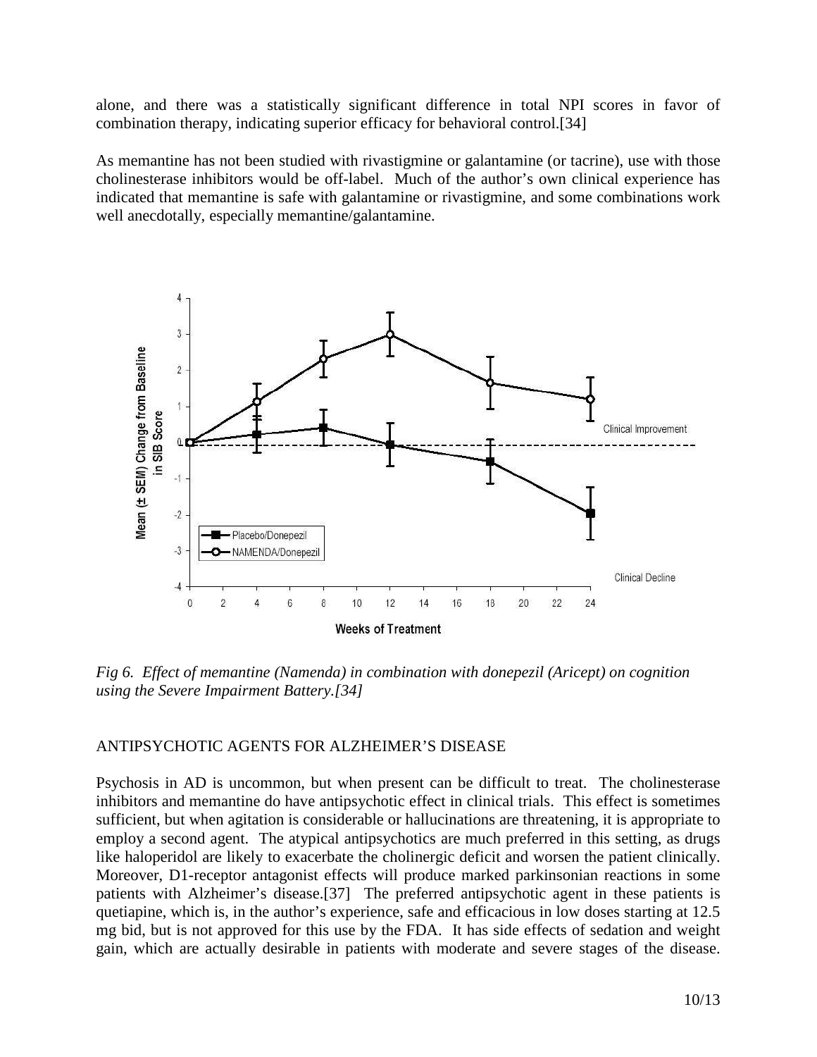alone, and there was a statistically significant difference in total NPI scores in favor of combination therapy, indicating superior efficacy for behavioral control.[34]

As memantine has not been studied with rivastigmine or galantamine (or tacrine), use with those cholinesterase inhibitors would be off-label. Much of the author's own clinical experience has indicated that memantine is safe with galantamine or rivastigmine, and some combinations work well anecdotally, especially memantine/galantamine.

*Fig 6. Effect of memantine (Namenda) in combination with donepezil (Aricept) on cognition using the Severe Impairment Battery.[34]*

## ANTIPSYCHOTIC AGENTS FOR ALZHEIMER'S DISEASE

Psychosis in AD is uncommon, but when present can be difficult to treat. The cholinesterase inhibitors and memantine do have antipsychotic effect in clinical trials. This effect is sometimes sufficient, but when agitation is considerable or hallucinations are threatening, it is appropriate to employ a second agent. The atypical antipsychotics are much preferred in this setting, as drugs like haloperidol are likely to exacerbate the cholinergic deficit and worsen the patient clinically. Moreover, D1-receptor antagonist effects will produce marked parkinsonian reactions in some patients with Alzheimer's disease.[37] The preferred antipsychotic agent in these patients is quetiapine, which is, in the author's experience, safe and efficacious in low doses starting at 12.5 mg bid, but is not approved for this use by the FDA. It has side effects of sedation and weight gain, which are actually desirable in patients with moderate and severe stages of the disease.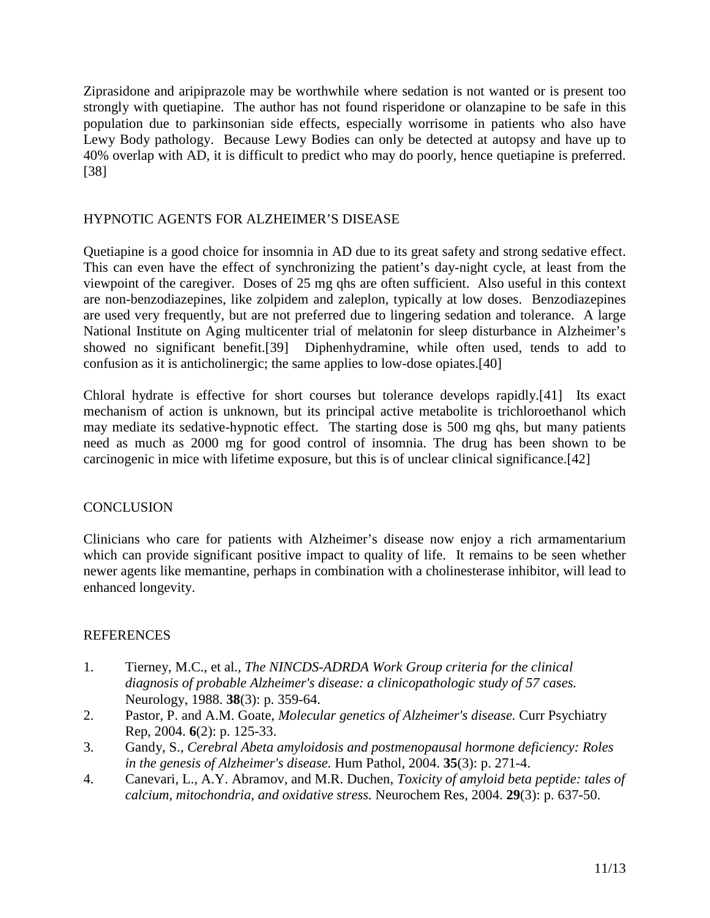Ziprasidone and aripiprazole may be worthwhile where sedation is not wanted or is present too strongly with quetiapine. The author has not found risperidone or olanzapine to be safe in this population due to parkinsonian side effects, especially worrisome in patients who also have Lewy Body pathology. Because Lewy Bodies can only be detected at autopsy and have up to 40% overlap with AD, it is difficult to predict who may do poorly, hence quetiapine is preferred.[38]

## HYPNOTIC AGENTS FOR ALZHEIMER'S DISEASE

Quetiapine is a good choice for insomnia in AD due to its great safety and strong sedative effect. This can even have the effect of synchronizing the patient's day-night cycle, at least from the viewpoint of the caregiver. Doses of 25 mg qhs are often sufficient. Also useful in this context are non-benzodiazepines, like zolpidem and zaleplon, typically at low doses. Benzodiazepines are used very frequently, but are not preferred due to lingering sedation and tolerance. A large National Institute on Aging multicenter trial of melatonin for sleep disturbance in Alzheimer's showed no significant benefit.[39] Diphenhydramine, while often used, tends to add to confusion as it is anticholinergic; the same applies to low-dose opiates.[40]

Chloral hydrate is effective for short courses but tolerance develops rapidly.[41] Its exact mechanism of action is unknown, but its principal active metabolite is trichloroethanol which may mediate its sedative-hypnotic effect. The starting dose is 500 mg qhs, but many patients need as much as 2000 mg for good control of insomnia. The drug has been shown to be carcinogenic in mice with lifetime exposure, but this is of unclear clinical significance.[42]

## CONCLUSION

Clinicians who care for patients with Alzheimer's disease now enjoy a rich armamentarium which can provide significant positive impact to quality of life. It remains to be seen whether newer agents like memantine, perhaps in combination with a cholinesterase inhibitor, will lead to enhanced longevity.

## REFERENCES

1. Tierney, M.C., et al., *The NINCDS-ADRDA Work Group criteria for the clinical diagnosis of probable Alzheimer's disease: a clinicopathologic study of 57 cases.* Neurology, 1988. **38**(3): p. 359-64.
2. Pastor, P. and A.M. Goate, *Molecular genetics of Alzheimer's disease.* Curr Psychiatry Rep, 2004. **6**(2): p. 125-33.
3. Gandy, S., *Cerebral Abeta amyloidosis and postmenopausal hormone deficiency: Roles in the genesis of Alzheimer's disease.* Hum Pathol, 2004. **35**(3): p. 271-4.
4. Canevari, L., A.Y. Abramov, and M.R. Duchen, *Toxicity of amyloid beta peptide: tales of calcium, mitochondria, and oxidative stress.* Neurochem Res, 2004. **29**(3): p. 637-50.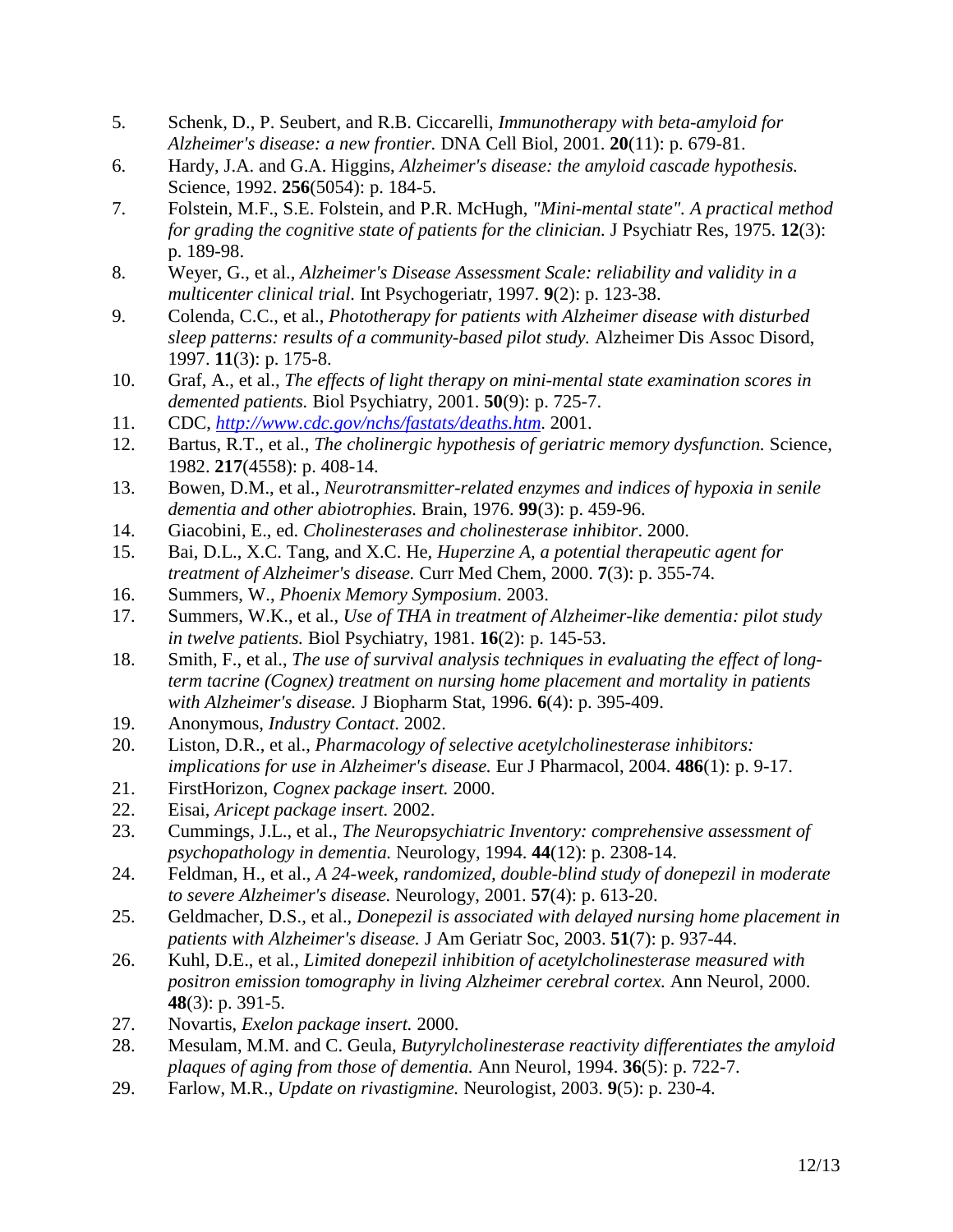5. Schenk, D., P. Seubert, and R.B. Ciccarelli, *Immunotherapy with beta-amyloid for Alzheimer's disease: a new frontier.* DNA Cell Biol, 2001. **20**(11): p. 679-81.
6. Hardy, J.A. and G.A. Higgins, *Alzheimer's disease: the amyloid cascade hypothesis.* Science, 1992. **256**(5054): p. 184-5.
7. Folstein, M.F., S.E. Folstein, and P.R. McHugh, *"Mini-mental state". A practical method for grading the cognitive state of patients for the clinician.* J Psychiatr Res, 1975. **12**(3): p. 189-98.
8. Weyer, G., et al., *Alzheimer's Disease Assessment Scale: reliability and validity in a multicenter clinical trial.* Int Psychogeriatr, 1997. **9**(2): p. 123-38.
9. Colenda, C.C., et al., *Phototherapy for patients with Alzheimer disease with disturbed sleep patterns: results of a community-based pilot study.* Alzheimer Dis Assoc Disord, 1997. **11**(3): p. 175-8.
10. Graf, A., et al., *The effects of light therapy on mini-mental state examination scores in demented patients.* Biol Psychiatry, 2001. **50**(9): p. 725-7.
11. CDC, *http://www.cdc.gov/nchs/fastats/deaths.htm*. 2001.
12. Bartus, R.T., et al., *The cholinergic hypothesis of geriatric memory dysfunction.* Science, 1982. **217**(4558): p. 408-14.
13. Bowen, D.M., et al., *Neurotransmitter-related enzymes and indices of hypoxia in senile dementia and other abiotrophies.* Brain, 1976. **99**(3): p. 459-96.
14. Giacobini, E., ed. *Cholinesterases and cholinesterase inhibitor*. 2000.
15. Bai, D.L., X.C. Tang, and X.C. He, *Huperzine A, a potential therapeutic agent for treatment of Alzheimer's disease.* Curr Med Chem, 2000. **7**(3): p. 355-74.
16. Summers, W., *Phoenix Memory Symposium*. 2003.
17. Summers, W.K., et al., *Use of THA in treatment of Alzheimer-like dementia: pilot study in twelve patients.* Biol Psychiatry, 1981. **16**(2): p. 145-53.
18. Smith, F., et al., *The use of survival analysis techniques in evaluating the effect of long-term tacrine (Cognex) treatment on nursing home placement and mortality in patients with Alzheimer's disease.* J Biopharm Stat, 1996. **6**(4): p. 395-409.
19. Anonymous, *Industry Contact*. 2002.
20. Liston, D.R., et al., *Pharmacology of selective acetylcholinesterase inhibitors: implications for use in Alzheimer's disease.* Eur J Pharmacol, 2004. **486**(1): p. 9-17.
21. FirstHorizon, *Cognex package insert.* 2000.
22. Eisai, *Aricept package insert.* 2002.
23. Cummings, J.L., et al., *The Neuropsychiatric Inventory: comprehensive assessment of psychopathology in dementia.* Neurology, 1994. **44**(12): p. 2308-14.
24. Feldman, H., et al., *A 24-week, randomized, double-blind study of donepezil in moderate to severe Alzheimer's disease.* Neurology, 2001. **57**(4): p. 613-20.
25. Geldmacher, D.S., et al., *Donepezil is associated with delayed nursing home placement in patients with Alzheimer's disease.* J Am Geriatr Soc, 2003. **51**(7): p. 937-44.
26. Kuhl, D.E., et al., *Limited donepezil inhibition of acetylcholinesterase measured with positron emission tomography in living Alzheimer cerebral cortex.* Ann Neurol, 2000. **48**(3): p. 391-5.
27. Novartis, *Exelon package insert.* 2000.
28. Mesulam, M.M. and C. Geula, *Butyrylcholinesterase reactivity differentiates the amyloid plaques of aging from those of dementia.* Ann Neurol, 1994. **36**(5): p. 722-7.
29. Farlow, M.R., *Update on rivastigmine.* Neurologist, 2003. **9**(5): p. 230-4.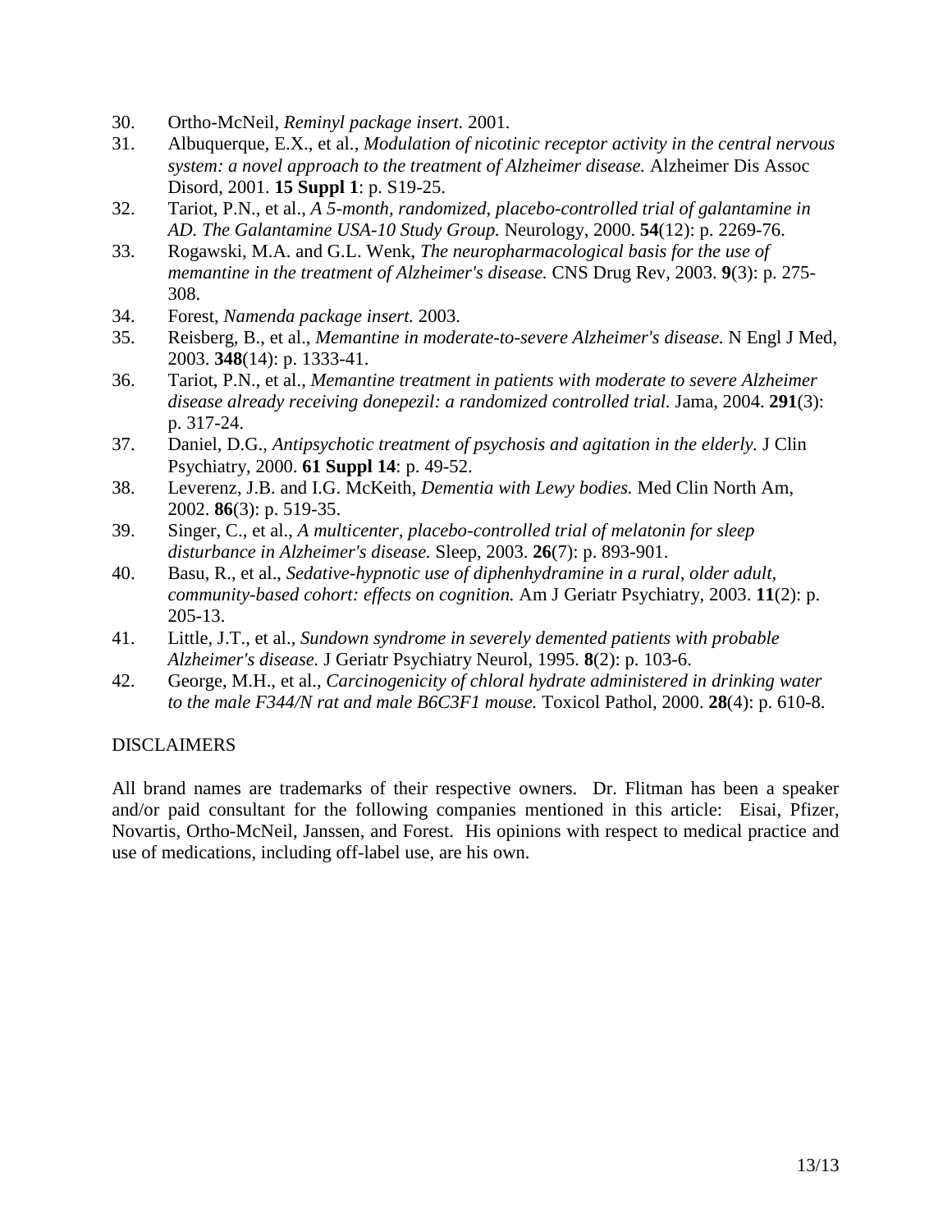30. Ortho-McNeil, *Reminyl package insert.* 2001.
31. Albuquerque, E.X., et al., *Modulation of nicotinic receptor activity in the central nervous system: a novel approach to the treatment of Alzheimer disease.* Alzheimer Dis Assoc Disord, 2001. **15 Suppl 1**: p. S19-25.
32. Tariot, P.N., et al., *A 5-month, randomized, placebo-controlled trial of galantamine in AD. The Galantamine USA-10 Study Group.* Neurology, 2000. **54**(12): p. 2269-76.
33. Rogawski, M.A. and G.L. Wenk, *The neuropharmacological basis for the use of memantine in the treatment of Alzheimer's disease.* CNS Drug Rev, 2003. **9**(3): p. 275-308.
34. Forest, *Namenda package insert.* 2003.
35. Reisberg, B., et al., *Memantine in moderate-to-severe Alzheimer's disease.* N Engl J Med, 2003. **348**(14): p. 1333-41.
36. Tariot, P.N., et al., *Memantine treatment in patients with moderate to severe Alzheimer disease already receiving donepezil: a randomized controlled trial.* Jama, 2004. **291**(3): p. 317-24.
37. Daniel, D.G., *Antipsychotic treatment of psychosis and agitation in the elderly.* J Clin Psychiatry, 2000. **61 Suppl 14**: p. 49-52.
38. Leverenz, J.B. and I.G. McKeith, *Dementia with Lewy bodies.* Med Clin North Am, 2002. **86**(3): p. 519-35.
39. Singer, C., et al., *A multicenter, placebo-controlled trial of melatonin for sleep disturbance in Alzheimer's disease.* Sleep, 2003. **26**(7): p. 893-901.
40. Basu, R., et al., *Sedative-hypnotic use of diphenhydramine in a rural, older adult, community-based cohort: effects on cognition.* Am J Geriatr Psychiatry, 2003. **11**(2): p. 205-13.
41. Little, J.T., et al., *Sundown syndrome in severely demented patients with probable Alzheimer's disease.* J Geriatr Psychiatry Neurol, 1995. **8**(2): p. 103-6.
42. George, M.H., et al., *Carcinogenicity of chloral hydrate administered in drinking water to the male F344/N rat and male B6C3F1 mouse.* Toxicol Pathol, 2000. **28**(4): p. 610-8.

DISCLAIMERS

All brand names are trademarks of their respective owners. Dr. Flitman has been a speaker and/or paid consultant for the following companies mentioned in this article: Eisai, Pfizer, Novartis, Ortho-McNeil, Janssen, and Forest. His opinions with respect to medical practice and use of medications, including off-label use, are his own.